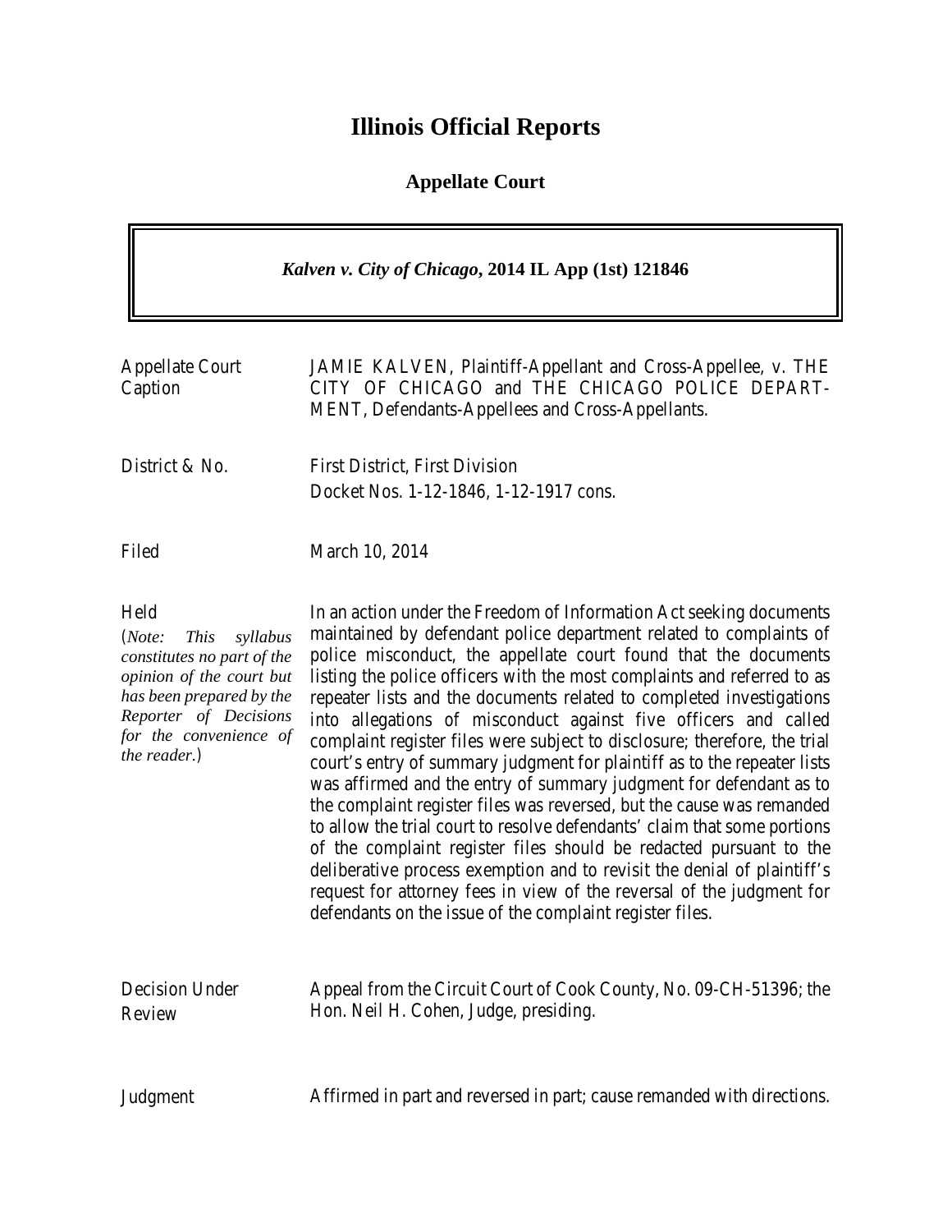# Illinois Official Reports

## Appellate Court

***Kalven v. City of Chicago*, 2014 IL App (1st) 121846**

| | |
|---|---|
| Appellate Court Caption | JAMIE KALVEN, Plaintiff-Appellant and Cross-Appellee, v. THE CITY OF CHICAGO and THE CHICAGO POLICE DEPARTMENT, Defendants-Appellees and Cross-Appellants. |
| District & No. | First District, First Division<br>Docket Nos. 1-12-1846, 1-12-1917 cons. |
| Filed | March 10, 2014 |
| Held<br>(*Note: This syllabus constitutes no part of the opinion of the court but has been prepared by the Reporter of Decisions for the convenience of the reader.*) | In an action under the Freedom of Information Act seeking documents maintained by defendant police department related to complaints of police misconduct, the appellate court found that the documents listing the police officers with the most complaints and referred to as repeater lists and the documents related to completed investigations into allegations of misconduct against five officers and called complaint register files were subject to disclosure; therefore, the trial court's entry of summary judgment for plaintiff as to the repeater lists was affirmed and the entry of summary judgment for defendant as to the complaint register files was reversed, but the cause was remanded to allow the trial court to resolve defendants' claim that some portions of the complaint register files should be redacted pursuant to the deliberative process exemption and to revisit the denial of plaintiff's request for attorney fees in view of the reversal of the judgment for defendants on the issue of the complaint register files. |
| Decision Under Review | Appeal from the Circuit Court of Cook County, No. 09-CH-51396; the Hon. Neil H. Cohen, Judge, presiding. |
| Judgment | Affirmed in part and reversed in part; cause remanded with directions. |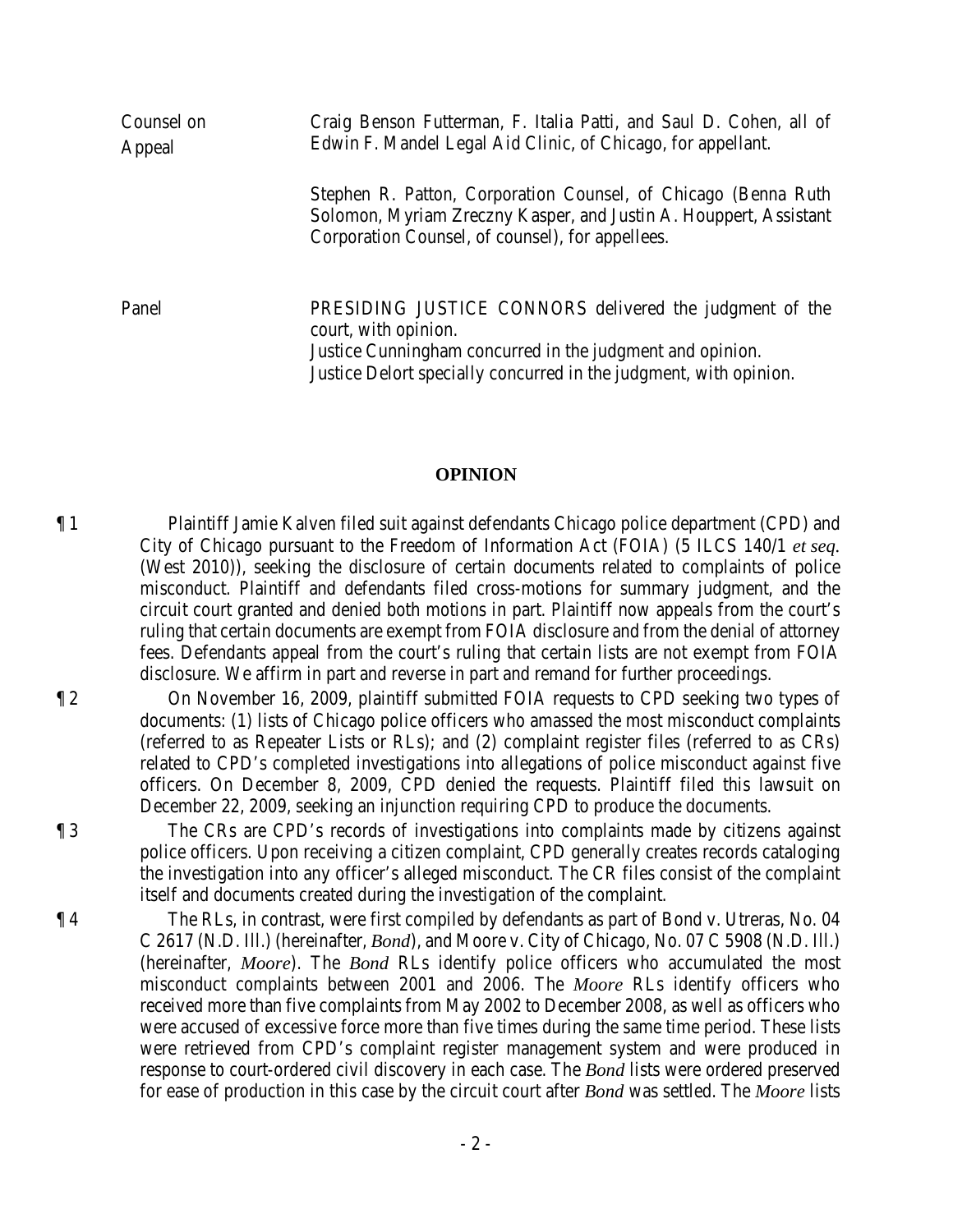| | |
|---|---|
| Counsel on Appeal | Craig Benson Futterman, F. Italia Patti, and Saul D. Cohen, all of Edwin F. Mandel Legal Aid Clinic, of Chicago, for appellant.<br><br>Stephen R. Patton, Corporation Counsel, of Chicago (Benna Ruth Solomon, Myriam Zreczny Kasper, and Justin A. Houppert, Assistant Corporation Counsel, of counsel), for appellees. |
| Panel | PRESIDING JUSTICE CONNORS delivered the judgment of the court, with opinion.<br>Justice Cunningham concurred in the judgment and opinion.<br>Justice Delort specially concurred in the judgment, with opinion. |

## OPINION

¶ 1 Plaintiff Jamie Kalven filed suit against defendants Chicago police department (CPD) and City of Chicago pursuant to the Freedom of Information Act (FOIA) (5 ILCS 140/1 *et seq.* (West 2010)), seeking the disclosure of certain documents related to complaints of police misconduct. Plaintiff and defendants filed cross-motions for summary judgment, and the circuit court granted and denied both motions in part. Plaintiff now appeals from the court's ruling that certain documents are exempt from FOIA disclosure and from the denial of attorney fees. Defendants appeal from the court's ruling that certain lists are not exempt from FOIA disclosure. We affirm in part and reverse in part and remand for further proceedings.

¶ 2 On November 16, 2009, plaintiff submitted FOIA requests to CPD seeking two types of documents: (1) lists of Chicago police officers who amassed the most misconduct complaints (referred to as Repeater Lists or RLs); and (2) complaint register files (referred to as CRs) related to CPD's completed investigations into allegations of police misconduct against five officers. On December 8, 2009, CPD denied the requests. Plaintiff filed this lawsuit on December 22, 2009, seeking an injunction requiring CPD to produce the documents.

¶ 3 The CRs are CPD's records of investigations into complaints made by citizens against police officers. Upon receiving a citizen complaint, CPD generally creates records cataloging the investigation into any officer's alleged misconduct. The CR files consist of the complaint itself and documents created during the investigation of the complaint.

¶ 4 The RLs, in contrast, were first compiled by defendants as part of Bond v. Utreras, No. 04 C 2617 (N.D. Ill.) (hereinafter, *Bond*), and Moore v. City of Chicago, No. 07 C 5908 (N.D. Ill.) (hereinafter, *Moore*). The *Bond* RLs identify police officers who accumulated the most misconduct complaints between 2001 and 2006. The *Moore* RLs identify officers who received more than five complaints from May 2002 to December 2008, as well as officers who were accused of excessive force more than five times during the same time period. These lists were retrieved from CPD's complaint register management system and were produced in response to court-ordered civil discovery in each case. The *Bond* lists were ordered preserved for ease of production in this case by the circuit court after *Bond* was settled. The *Moore* lists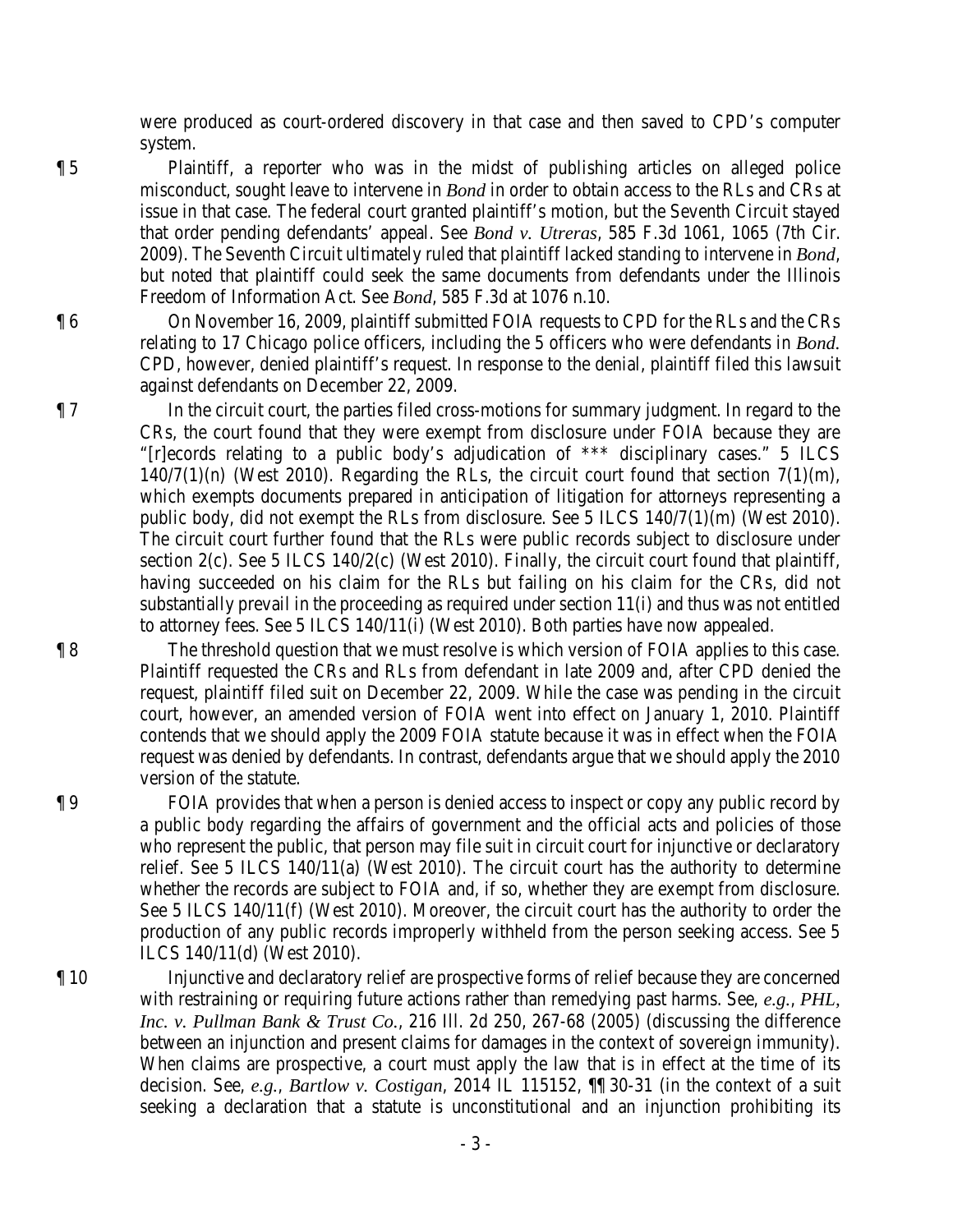were produced as court-ordered discovery in that case and then saved to CPD's computer system.

¶ 5 Plaintiff, a reporter who was in the midst of publishing articles on alleged police misconduct, sought leave to intervene in *Bond* in order to obtain access to the RLs and CRs at issue in that case. The federal court granted plaintiff's motion, but the Seventh Circuit stayed that order pending defendants' appeal. See *Bond v. Utreras*, 585 F.3d 1061, 1065 (7th Cir. 2009). The Seventh Circuit ultimately ruled that plaintiff lacked standing to intervene in *Bond*, but noted that plaintiff could seek the same documents from defendants under the Illinois Freedom of Information Act. See *Bond*, 585 F.3d at 1076 n.10.

¶ 6 On November 16, 2009, plaintiff submitted FOIA requests to CPD for the RLs and the CRs relating to 17 Chicago police officers, including the 5 officers who were defendants in *Bond*. CPD, however, denied plaintiff's request. In response to the denial, plaintiff filed this lawsuit against defendants on December 22, 2009.

¶ 7 In the circuit court, the parties filed cross-motions for summary judgment. In regard to the CRs, the court found that they were exempt from disclosure under FOIA because they are "[r]ecords relating to a public body's adjudication of *** disciplinary cases." 5 ILCS 140/7(1)(n) (West 2010). Regarding the RLs, the circuit court found that section 7(1)(m), which exempts documents prepared in anticipation of litigation for attorneys representing a public body, did not exempt the RLs from disclosure. See 5 ILCS 140/7(1)(m) (West 2010). The circuit court further found that the RLs were public records subject to disclosure under section 2(c). See 5 ILCS 140/2(c) (West 2010). Finally, the circuit court found that plaintiff, having succeeded on his claim for the RLs but failing on his claim for the CRs, did not substantially prevail in the proceeding as required under section 11(i) and thus was not entitled to attorney fees. See 5 ILCS 140/11(i) (West 2010). Both parties have now appealed.

¶ 8 The threshold question that we must resolve is which version of FOIA applies to this case. Plaintiff requested the CRs and RLs from defendant in late 2009 and, after CPD denied the request, plaintiff filed suit on December 22, 2009. While the case was pending in the circuit court, however, an amended version of FOIA went into effect on January 1, 2010. Plaintiff contends that we should apply the 2009 FOIA statute because it was in effect when the FOIA request was denied by defendants. In contrast, defendants argue that we should apply the 2010 version of the statute.

¶ 9 FOIA provides that when a person is denied access to inspect or copy any public record by a public body regarding the affairs of government and the official acts and policies of those who represent the public, that person may file suit in circuit court for injunctive or declaratory relief. See 5 ILCS 140/11(a) (West 2010). The circuit court has the authority to determine whether the records are subject to FOIA and, if so, whether they are exempt from disclosure. See 5 ILCS 140/11(f) (West 2010). Moreover, the circuit court has the authority to order the production of any public records improperly withheld from the person seeking access. See 5 ILCS 140/11(d) (West 2010).

¶ 10 Injunctive and declaratory relief are prospective forms of relief because they are concerned with restraining or requiring future actions rather than remedying past harms. See, *e.g.*, *PHL, Inc. v. Pullman Bank & Trust Co.*, 216 Ill. 2d 250, 267-68 (2005) (discussing the difference between an injunction and present claims for damages in the context of sovereign immunity). When claims are prospective, a court must apply the law that is in effect at the time of its decision. See, *e.g.*, *Bartlow v. Costigan*, 2014 IL 115152, ¶¶ 30-31 (in the context of a suit seeking a declaration that a statute is unconstitutional and an injunction prohibiting its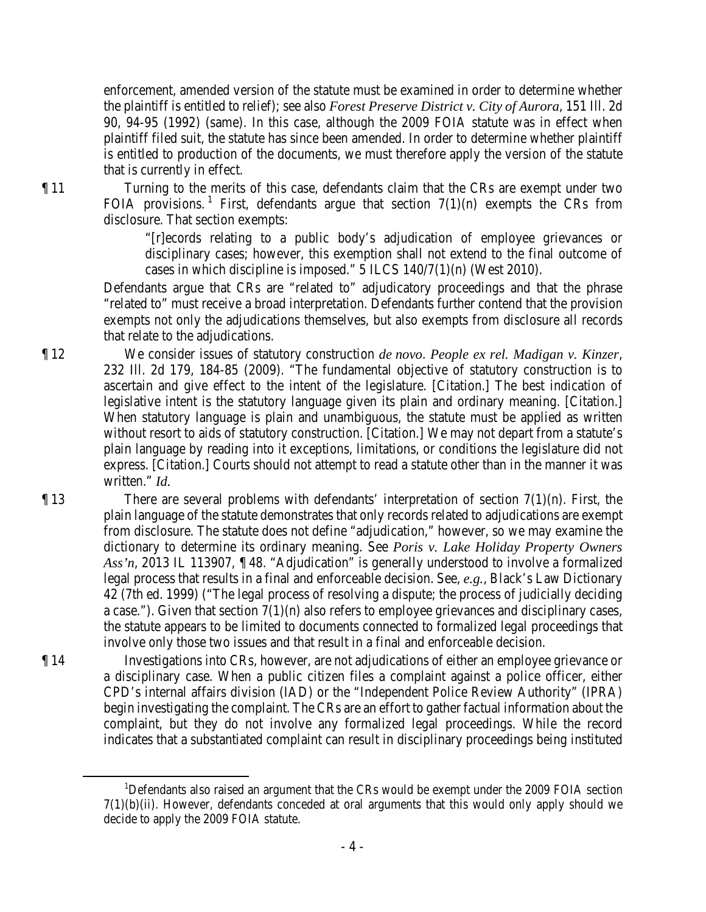enforcement, amended version of the statute must be examined in order to determine whether the plaintiff is entitled to relief); see also *Forest Preserve District v. City of Aurora*, 151 Ill. 2d 90, 94-95 (1992) (same). In this case, although the 2009 FOIA statute was in effect when plaintiff filed suit, the statute has since been amended. In order to determine whether plaintiff is entitled to production of the documents, we must therefore apply the version of the statute that is currently in effect.

¶ 11 Turning to the merits of this case, defendants claim that the CRs are exempt under two FOIA provisions.[1] First, defendants argue that section 7(1)(n) exempts the CRs from disclosure. That section exempts:

> "[r]ecords relating to a public body's adjudication of employee grievances or disciplinary cases; however, this exemption shall not extend to the final outcome of cases in which discipline is imposed." 5 ILCS 140/7(1)(n) (West 2010).

Defendants argue that CRs are "related to" adjudicatory proceedings and that the phrase "related to" must receive a broad interpretation. Defendants further contend that the provision exempts not only the adjudications themselves, but also exempts from disclosure all records that relate to the adjudications.

¶ 12 We consider issues of statutory construction *de novo*. *People ex rel. Madigan v. Kinzer*, 232 Ill. 2d 179, 184-85 (2009). "The fundamental objective of statutory construction is to ascertain and give effect to the intent of the legislature. [Citation.] The best indication of legislative intent is the statutory language given its plain and ordinary meaning. [Citation.] When statutory language is plain and unambiguous, the statute must be applied as written without resort to aids of statutory construction. [Citation.] We may not depart from a statute's plain language by reading into it exceptions, limitations, or conditions the legislature did not express. [Citation.] Courts should not attempt to read a statute other than in the manner it was written." *Id.*

¶ 13 There are several problems with defendants' interpretation of section 7(1)(n). First, the plain language of the statute demonstrates that only records related to adjudications are exempt from disclosure. The statute does not define "adjudication," however, so we may examine the dictionary to determine its ordinary meaning. See *Poris v. Lake Holiday Property Owners Ass'n*, 2013 IL 113907, ¶ 48. "Adjudication" is generally understood to involve a formalized legal process that results in a final and enforceable decision. See, *e.g.*, Black's Law Dictionary 42 (7th ed. 1999) ("The legal process of resolving a dispute; the process of judicially deciding a case."). Given that section 7(1)(n) also refers to employee grievances and disciplinary cases, the statute appears to be limited to documents connected to formalized legal proceedings that involve only those two issues and that result in a final and enforceable decision.

¶ 14 Investigations into CRs, however, are not adjudications of either an employee grievance or a disciplinary case. When a public citizen files a complaint against a police officer, either CPD's internal affairs division (IAD) or the "Independent Police Review Authority" (IPRA) begin investigating the complaint. The CRs are an effort to gather factual information about the complaint, but they do not involve any formalized legal proceedings. While the record indicates that a substantiated complaint can result in disciplinary proceedings being instituted

---

[1] Defendants also raised an argument that the CRs would be exempt under the 2009 FOIA section 7(1)(b)(ii). However, defendants conceded at oral arguments that this would only apply should we decide to apply the 2009 FOIA statute.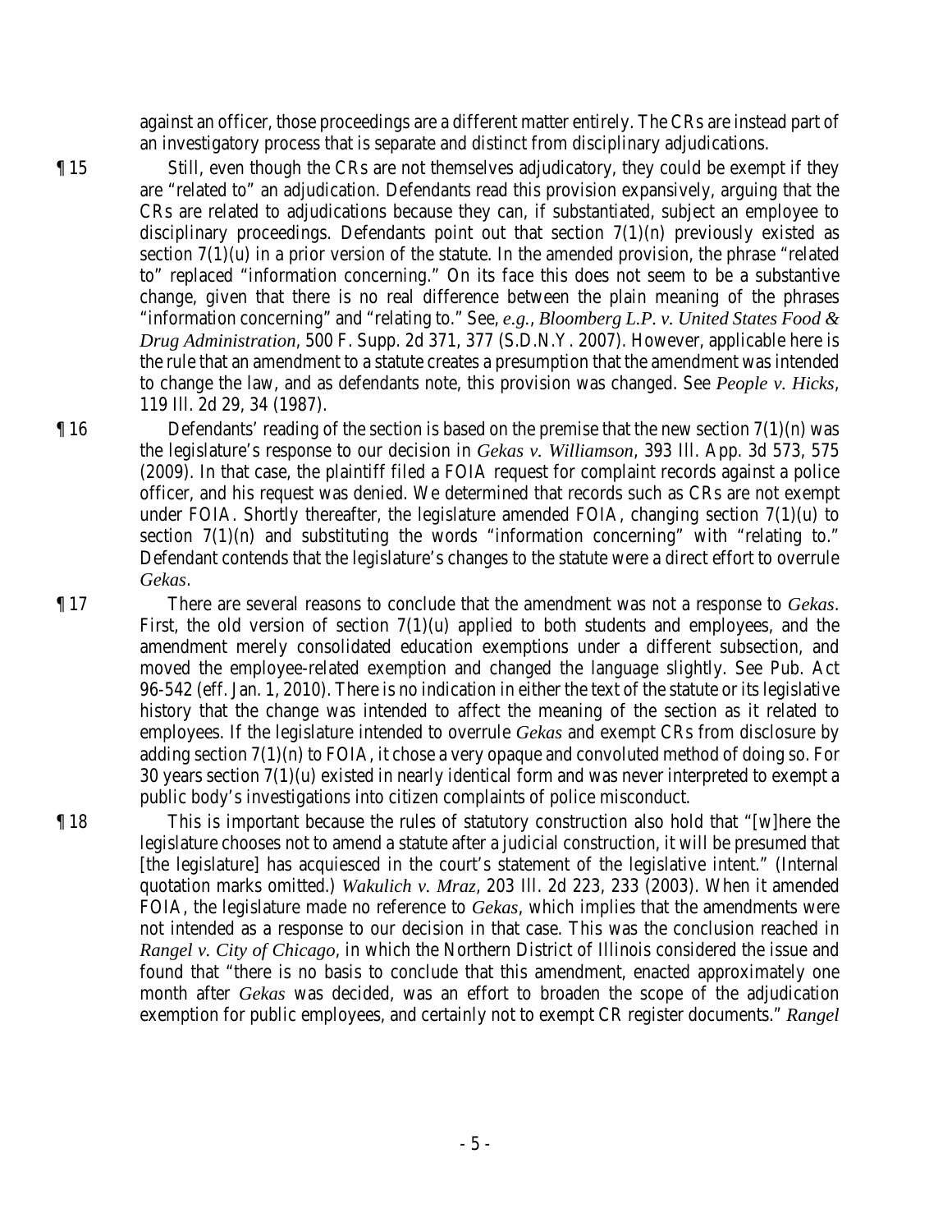against an officer, those proceedings are a different matter entirely. The CRs are instead part of an investigatory process that is separate and distinct from disciplinary adjudications.

¶ 15 Still, even though the CRs are not themselves adjudicatory, they could be exempt if they are "related to" an adjudication. Defendants read this provision expansively, arguing that the CRs are related to adjudications because they can, if substantiated, subject an employee to disciplinary proceedings. Defendants point out that section 7(1)(n) previously existed as section 7(1)(u) in a prior version of the statute. In the amended provision, the phrase "related to" replaced "information concerning." On its face this does not seem to be a substantive change, given that there is no real difference between the plain meaning of the phrases "information concerning" and "relating to." See, *e.g.*, *Bloomberg L.P. v. United States Food & Drug Administration*, 500 F. Supp. 2d 371, 377 (S.D.N.Y. 2007). However, applicable here is the rule that an amendment to a statute creates a presumption that the amendment was intended to change the law, and as defendants note, this provision was changed. See *People v. Hicks*, 119 Ill. 2d 29, 34 (1987).

¶ 16 Defendants' reading of the section is based on the premise that the new section 7(1)(n) was the legislature's response to our decision in *Gekas v. Williamson*, 393 Ill. App. 3d 573, 575 (2009). In that case, the plaintiff filed a FOIA request for complaint records against a police officer, and his request was denied. We determined that records such as CRs are not exempt under FOIA. Shortly thereafter, the legislature amended FOIA, changing section 7(1)(u) to section 7(1)(n) and substituting the words "information concerning" with "relating to." Defendant contends that the legislature's changes to the statute were a direct effort to overrule *Gekas*.

¶ 17 There are several reasons to conclude that the amendment was not a response to *Gekas*. First, the old version of section 7(1)(u) applied to both students and employees, and the amendment merely consolidated education exemptions under a different subsection, and moved the employee-related exemption and changed the language slightly. See Pub. Act 96-542 (eff. Jan. 1, 2010). There is no indication in either the text of the statute or its legislative history that the change was intended to affect the meaning of the section as it related to employees. If the legislature intended to overrule *Gekas* and exempt CRs from disclosure by adding section 7(1)(n) to FOIA, it chose a very opaque and convoluted method of doing so. For 30 years section 7(1)(u) existed in nearly identical form and was never interpreted to exempt a public body's investigations into citizen complaints of police misconduct.

¶ 18 This is important because the rules of statutory construction also hold that "[w]here the legislature chooses not to amend a statute after a judicial construction, it will be presumed that [the legislature] has acquiesced in the court's statement of the legislative intent." (Internal quotation marks omitted.) *Wakulich v. Mraz*, 203 Ill. 2d 223, 233 (2003). When it amended FOIA, the legislature made no reference to *Gekas*, which implies that the amendments were not intended as a response to our decision in that case. This was the conclusion reached in *Rangel v. City of Chicago*, in which the Northern District of Illinois considered the issue and found that "there is no basis to conclude that this amendment, enacted approximately one month after *Gekas* was decided, was an effort to broaden the scope of the adjudication exemption for public employees, and certainly not to exempt CR register documents." *Rangel*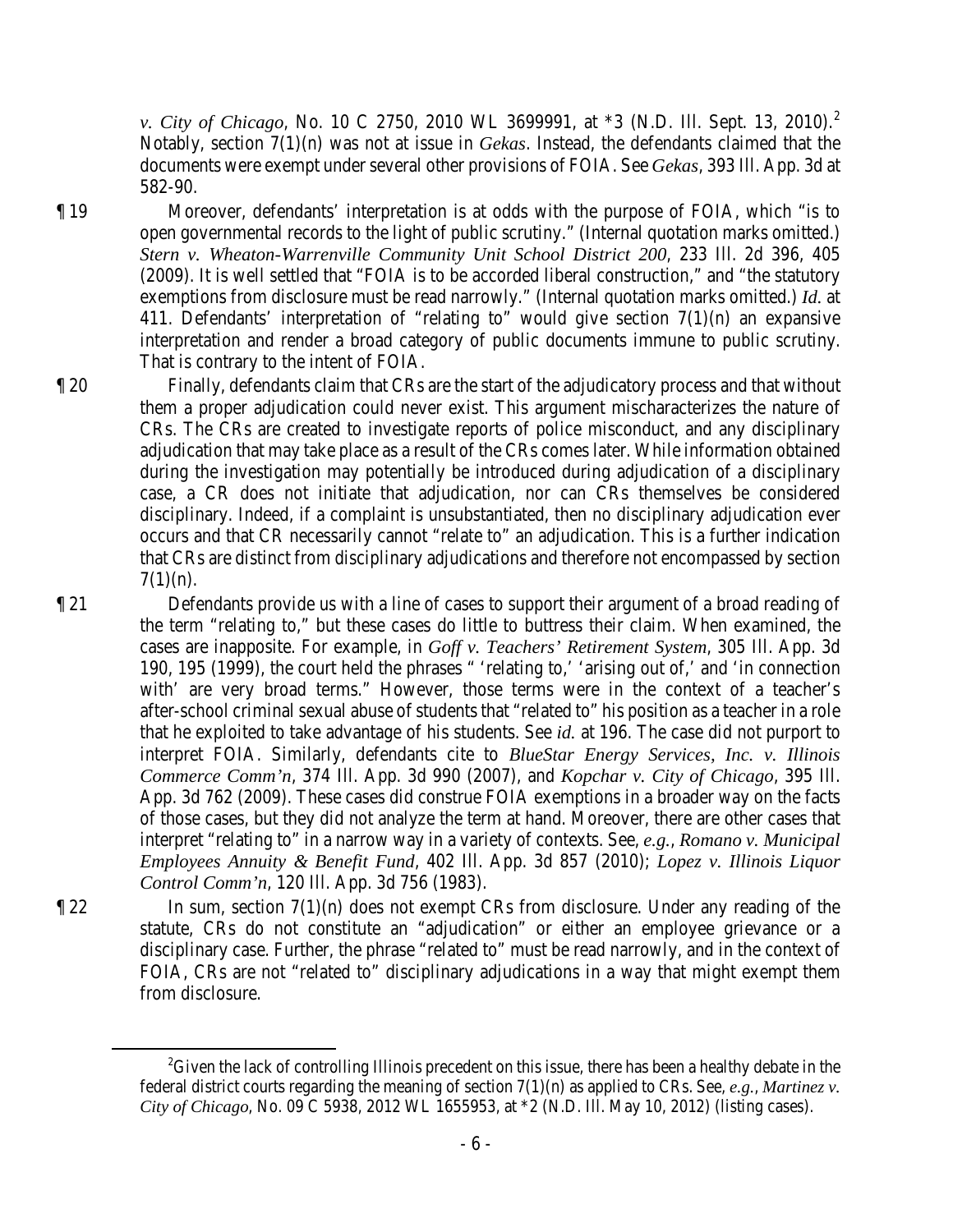*v. City of Chicago*, No. 10 C 2750, 2010 WL 3699991, at *3 (N.D. Ill. Sept. 13, 2010).[2] Notably, section 7(1)(n) was not at issue in *Gekas*. Instead, the defendants claimed that the documents were exempt under several other provisions of FOIA. See *Gekas*, 393 Ill. App. 3d at 582-90.

¶ 19 Moreover, defendants' interpretation is at odds with the purpose of FOIA, which "is to open governmental records to the light of public scrutiny." (Internal quotation marks omitted.) *Stern v. Wheaton-Warrenville Community Unit School District 200*, 233 Ill. 2d 396, 405 (2009). It is well settled that "FOIA is to be accorded liberal construction," and "the statutory exemptions from disclosure must be read narrowly." (Internal quotation marks omitted.) *Id.* at 411. Defendants' interpretation of "relating to" would give section 7(1)(n) an expansive interpretation and render a broad category of public documents immune to public scrutiny. That is contrary to the intent of FOIA.

¶ 20 Finally, defendants claim that CRs are the start of the adjudicatory process and that without them a proper adjudication could never exist. This argument mischaracterizes the nature of CRs. The CRs are created to investigate reports of police misconduct, and any disciplinary adjudication that may take place as a result of the CRs comes later. While information obtained during the investigation may potentially be introduced during adjudication of a disciplinary case, a CR does not initiate that adjudication, nor can CRs themselves be considered disciplinary. Indeed, if a complaint is unsubstantiated, then no disciplinary adjudication ever occurs and that CR necessarily cannot "relate to" an adjudication. This is a further indication that CRs are distinct from disciplinary adjudications and therefore not encompassed by section 7(1)(n).

¶ 21 Defendants provide us with a line of cases to support their argument of a broad reading of the term "relating to," but these cases do little to buttress their claim. When examined, the cases are inapposite. For example, in *Goff v. Teachers' Retirement System*, 305 Ill. App. 3d 190, 195 (1999), the court held the phrases " 'relating to,' 'arising out of,' and 'in connection with' are very broad terms." However, those terms were in the context of a teacher's after-school criminal sexual abuse of students that "related to" his position as a teacher in a role that he exploited to take advantage of his students. See *id.* at 196. The case did not purport to interpret FOIA. Similarly, defendants cite to *BlueStar Energy Services, Inc. v. Illinois Commerce Comm'n*, 374 Ill. App. 3d 990 (2007), and *Kopchar v. City of Chicago*, 395 Ill. App. 3d 762 (2009). These cases did construe FOIA exemptions in a broader way on the facts of those cases, but they did not analyze the term at hand. Moreover, there are other cases that interpret "relating to" in a narrow way in a variety of contexts. See, *e.g.*, *Romano v. Municipal Employees Annuity & Benefit Fund*, 402 Ill. App. 3d 857 (2010); *Lopez v. Illinois Liquor Control Comm'n*, 120 Ill. App. 3d 756 (1983).

¶ 22 In sum, section 7(1)(n) does not exempt CRs from disclosure. Under any reading of the statute, CRs do not constitute an "adjudication" or either an employee grievance or a disciplinary case. Further, the phrase "related to" must be read narrowly, and in the context of FOIA, CRs are not "related to" disciplinary adjudications in a way that might exempt them from disclosure.

---

[2] Given the lack of controlling Illinois precedent on this issue, there has been a healthy debate in the federal district courts regarding the meaning of section 7(1)(n) as applied to CRs. See, *e.g.*, *Martinez v. City of Chicago*, No. 09 C 5938, 2012 WL 1655953, at *2 (N.D. Ill. May 10, 2012) (listing cases).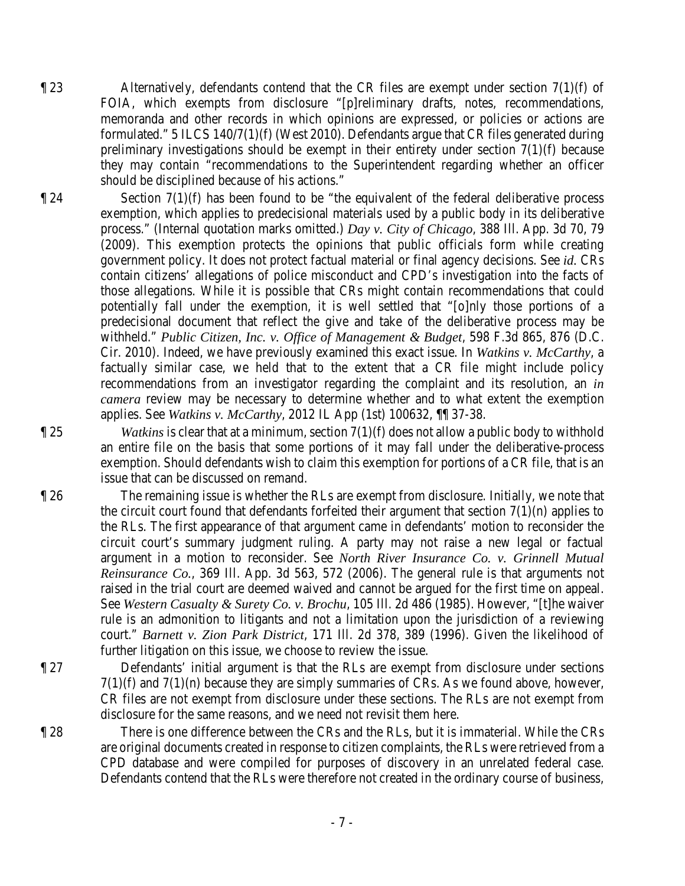¶ 23 Alternatively, defendants contend that the CR files are exempt under section 7(1)(f) of FOIA, which exempts from disclosure "[p]reliminary drafts, notes, recommendations, memoranda and other records in which opinions are expressed, or policies or actions are formulated." 5 ILCS 140/7(1)(f) (West 2010). Defendants argue that CR files generated during preliminary investigations should be exempt in their entirety under section 7(1)(f) because they may contain "recommendations to the Superintendent regarding whether an officer should be disciplined because of his actions."

¶ 24 Section 7(1)(f) has been found to be "the equivalent of the federal deliberative process exemption, which applies to predecisional materials used by a public body in its deliberative process." (Internal quotation marks omitted.) *Day v. City of Chicago*, 388 Ill. App. 3d 70, 79 (2009). This exemption protects the opinions that public officials form while creating government policy. It does not protect factual material or final agency decisions. See *id.* CRs contain citizens' allegations of police misconduct and CPD's investigation into the facts of those allegations. While it is possible that CRs might contain recommendations that could potentially fall under the exemption, it is well settled that "[o]nly those portions of a predecisional document that reflect the give and take of the deliberative process may be withheld." *Public Citizen, Inc. v. Office of Management & Budget*, 598 F.3d 865, 876 (D.C. Cir. 2010). Indeed, we have previously examined this exact issue. In *Watkins v. McCarthy*, a factually similar case, we held that to the extent that a CR file might include policy recommendations from an investigator regarding the complaint and its resolution, an *in camera* review may be necessary to determine whether and to what extent the exemption applies. See *Watkins v. McCarthy*, 2012 IL App (1st) 100632, ¶¶ 37-38.

¶ 25 *Watkins* is clear that at a minimum, section 7(1)(f) does not allow a public body to withhold an entire file on the basis that some portions of it may fall under the deliberative-process exemption. Should defendants wish to claim this exemption for portions of a CR file, that is an issue that can be discussed on remand.

¶ 26 The remaining issue is whether the RLs are exempt from disclosure. Initially, we note that the circuit court found that defendants forfeited their argument that section 7(1)(n) applies to the RLs. The first appearance of that argument came in defendants' motion to reconsider the circuit court's summary judgment ruling. A party may not raise a new legal or factual argument in a motion to reconsider. See *North River Insurance Co. v. Grinnell Mutual Reinsurance Co.*, 369 Ill. App. 3d 563, 572 (2006). The general rule is that arguments not raised in the trial court are deemed waived and cannot be argued for the first time on appeal. See *Western Casualty & Surety Co. v. Brochu*, 105 Ill. 2d 486 (1985). However, "[t]he waiver rule is an admonition to litigants and not a limitation upon the jurisdiction of a reviewing court." *Barnett v. Zion Park District*, 171 Ill. 2d 378, 389 (1996). Given the likelihood of further litigation on this issue, we choose to review the issue.

¶ 27 Defendants' initial argument is that the RLs are exempt from disclosure under sections 7(1)(f) and 7(1)(n) because they are simply summaries of CRs. As we found above, however, CR files are not exempt from disclosure under these sections. The RLs are not exempt from disclosure for the same reasons, and we need not revisit them here.

¶ 28 There is one difference between the CRs and the RLs, but it is immaterial. While the CRs are original documents created in response to citizen complaints, the RLs were retrieved from a CPD database and were compiled for purposes of discovery in an unrelated federal case. Defendants contend that the RLs were therefore not created in the ordinary course of business,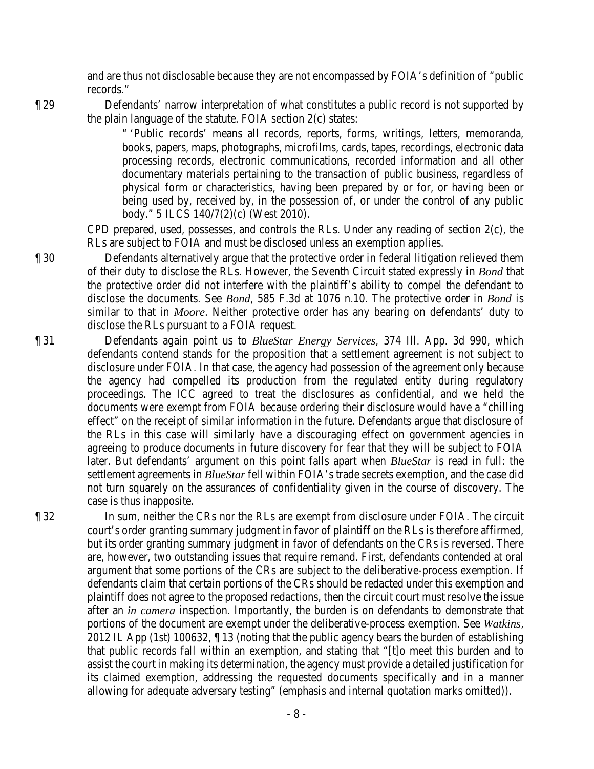and are thus not disclosable because they are not encompassed by FOIA's definition of "public records."

¶ 29 Defendants' narrow interpretation of what constitutes a public record is not supported by the plain language of the statute. FOIA section 2(c) states:

> " 'Public records' means all records, reports, forms, writings, letters, memoranda, books, papers, maps, photographs, microfilms, cards, tapes, recordings, electronic data processing records, electronic communications, recorded information and all other documentary materials pertaining to the transaction of public business, regardless of physical form or characteristics, having been prepared by or for, or having been or being used by, received by, in the possession of, or under the control of any public body." 5 ILCS 140/7(2)(c) (West 2010).

CPD prepared, used, possesses, and controls the RLs. Under any reading of section 2(c), the RLs are subject to FOIA and must be disclosed unless an exemption applies.

¶ 30 Defendants alternatively argue that the protective order in federal litigation relieved them of their duty to disclose the RLs. However, the Seventh Circuit stated expressly in *Bond* that the protective order did not interfere with the plaintiff's ability to compel the defendant to disclose the documents. See *Bond*, 585 F.3d at 1076 n.10. The protective order in *Bond* is similar to that in *Moore*. Neither protective order has any bearing on defendants' duty to disclose the RLs pursuant to a FOIA request.

¶ 31 Defendants again point us to *BlueStar Energy Services*, 374 Ill. App. 3d 990, which defendants contend stands for the proposition that a settlement agreement is not subject to disclosure under FOIA. In that case, the agency had possession of the agreement only because the agency had compelled its production from the regulated entity during regulatory proceedings. The ICC agreed to treat the disclosures as confidential, and we held the documents were exempt from FOIA because ordering their disclosure would have a "chilling effect" on the receipt of similar information in the future. Defendants argue that disclosure of the RLs in this case will similarly have a discouraging effect on government agencies in agreeing to produce documents in future discovery for fear that they will be subject to FOIA later. But defendants' argument on this point falls apart when *BlueStar* is read in full: the settlement agreements in *BlueStar* fell within FOIA's trade secrets exemption, and the case did not turn squarely on the assurances of confidentiality given in the course of discovery. The case is thus inapposite.

¶ 32 In sum, neither the CRs nor the RLs are exempt from disclosure under FOIA. The circuit court's order granting summary judgment in favor of plaintiff on the RLs is therefore affirmed, but its order granting summary judgment in favor of defendants on the CRs is reversed. There are, however, two outstanding issues that require remand. First, defendants contended at oral argument that some portions of the CRs are subject to the deliberative-process exemption. If defendants claim that certain portions of the CRs should be redacted under this exemption and plaintiff does not agree to the proposed redactions, then the circuit court must resolve the issue after an *in camera* inspection. Importantly, the burden is on defendants to demonstrate that portions of the document are exempt under the deliberative-process exemption. See *Watkins*, 2012 IL App (1st) 100632, ¶ 13 (noting that the public agency bears the burden of establishing that public records fall within an exemption, and stating that "[t]o meet this burden and to assist the court in making its determination, the agency must provide a detailed justification for its claimed exemption, addressing the requested documents specifically and in a manner allowing for adequate adversary testing" (emphasis and internal quotation marks omitted)).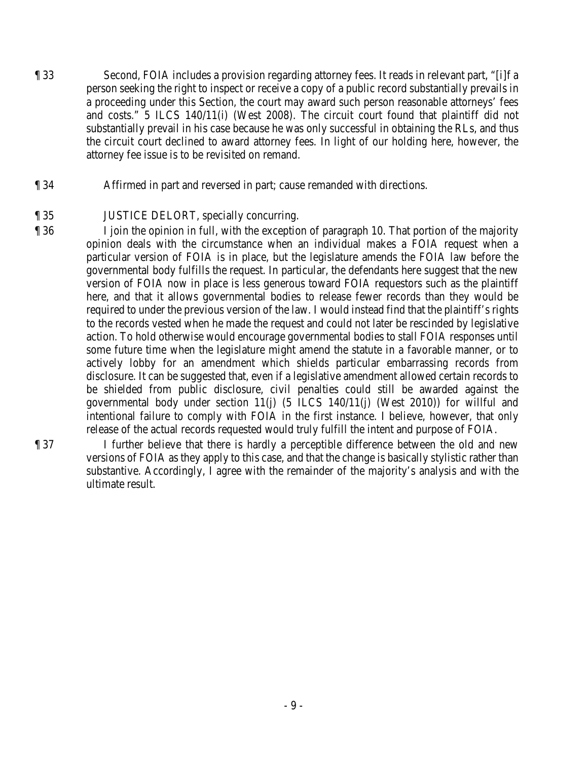¶ 33 Second, FOIA includes a provision regarding attorney fees. It reads in relevant part, "[i]f a person seeking the right to inspect or receive a copy of a public record substantially prevails in a proceeding under this Section, the court may award such person reasonable attorneys' fees and costs." 5 ILCS 140/11(i) (West 2008). The circuit court found that plaintiff did not substantially prevail in his case because he was only successful in obtaining the RLs, and thus the circuit court declined to award attorney fees. In light of our holding here, however, the attorney fee issue is to be revisited on remand.

¶ 34 Affirmed in part and reversed in part; cause remanded with directions.

¶ 35 JUSTICE DELORT, specially concurring.

¶ 36 I join the opinion in full, with the exception of paragraph 10. That portion of the majority opinion deals with the circumstance when an individual makes a FOIA request when a particular version of FOIA is in place, but the legislature amends the FOIA law before the governmental body fulfills the request. In particular, the defendants here suggest that the new version of FOIA now in place is less generous toward FOIA requestors such as the plaintiff here, and that it allows governmental bodies to release fewer records than they would be required to under the previous version of the law. I would instead find that the plaintiff's rights to the records vested when he made the request and could not later be rescinded by legislative action. To hold otherwise would encourage governmental bodies to stall FOIA responses until some future time when the legislature might amend the statute in a favorable manner, or to actively lobby for an amendment which shields particular embarrassing records from disclosure. It can be suggested that, even if a legislative amendment allowed certain records to be shielded from public disclosure, civil penalties could still be awarded against the governmental body under section 11(j) (5 ILCS 140/11(j) (West 2010)) for willful and intentional failure to comply with FOIA in the first instance. I believe, however, that only release of the actual records requested would truly fulfill the intent and purpose of FOIA.

¶ 37 I further believe that there is hardly a perceptible difference between the old and new versions of FOIA as they apply to this case, and that the change is basically stylistic rather than substantive. Accordingly, I agree with the remainder of the majority's analysis and with the ultimate result.